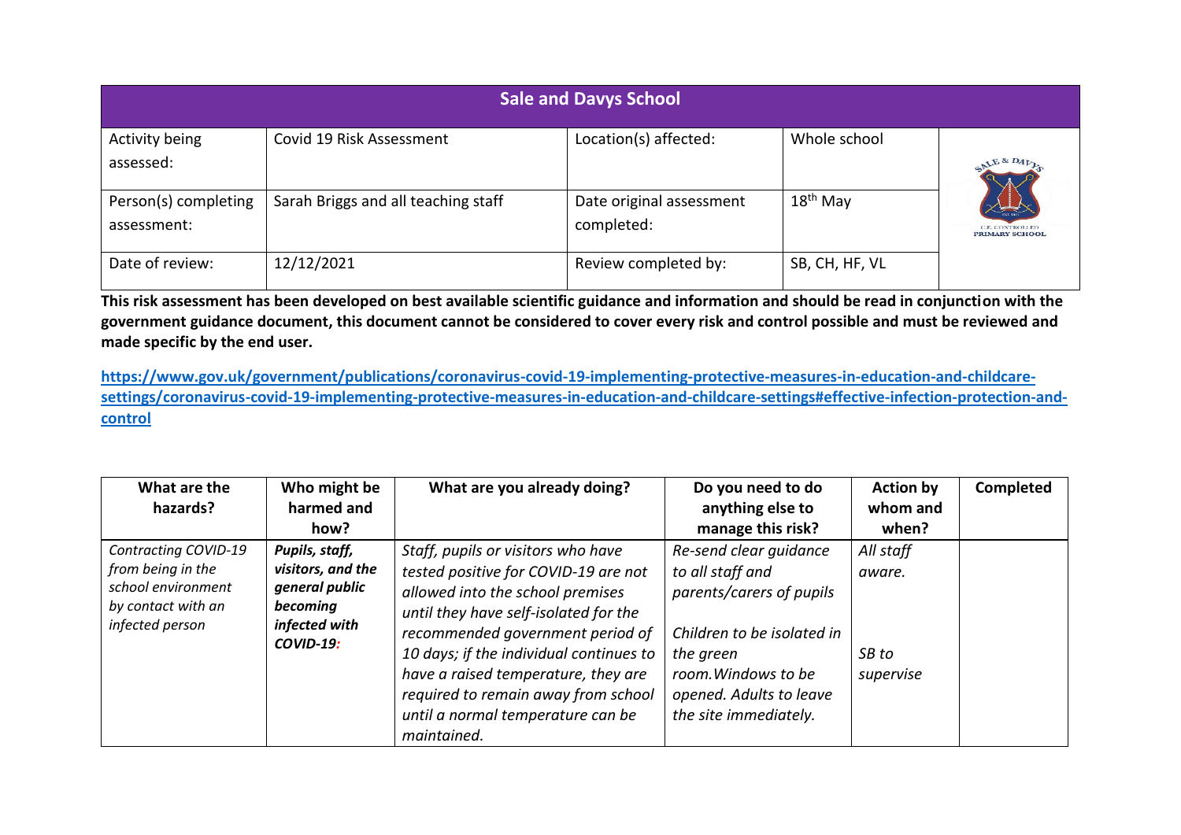| Sale and Davys School | | | | |
|---|---|---|---|---|
| Activity being assessed: | Covid 19 Risk Assessment | Location(s) affected: | Whole school | |
| Person(s) completing assessment: | Sarah Briggs and all teaching staff | Date original assessment completed: | 18th May | |
| Date of review: | 12/12/2021 | Review completed by: | SB, CH, HF, VL | |

**This risk assessment has been developed on best available scientific guidance and information and should be read in conjunction with the government guidance document, this document cannot be considered to cover every risk and control possible and must be reviewed and made specific by the end user.**

**https://www.gov.uk/government/publications/coronavirus-covid-19-implementing-protective-measures-in-education-and-childcare-settings/coronavirus-covid-19-implementing-protective-measures-in-education-and-childcare-settings#effective-infection-protection-and-control**

| What are the hazards? | Who might be harmed and how? | What are you already doing? | Do you need to do anything else to manage this risk? | Action by whom and when? | Completed |
|---|---|---|---|---|---|
| *Contracting COVID-19 from being in the school environment by contact with an infected person* | ***Pupils, staff, visitors, and the general public becoming infected with COVID-19:*** | *Staff, pupils or visitors who have tested positive for COVID-19 are not allowed into the school premises until they have self-isolated for the recommended government period of 10 days; if the individual continues to have a raised temperature, they are required to remain away from school until a normal temperature can be maintained.* | *Re-send clear guidance to all staff and parents/carers of pupils*<br><br>*Children to be isolated in the green room. Windows to be opened. Adults to leave the site immediately.* | *All staff aware.*<br><br>*SB to supervise* | |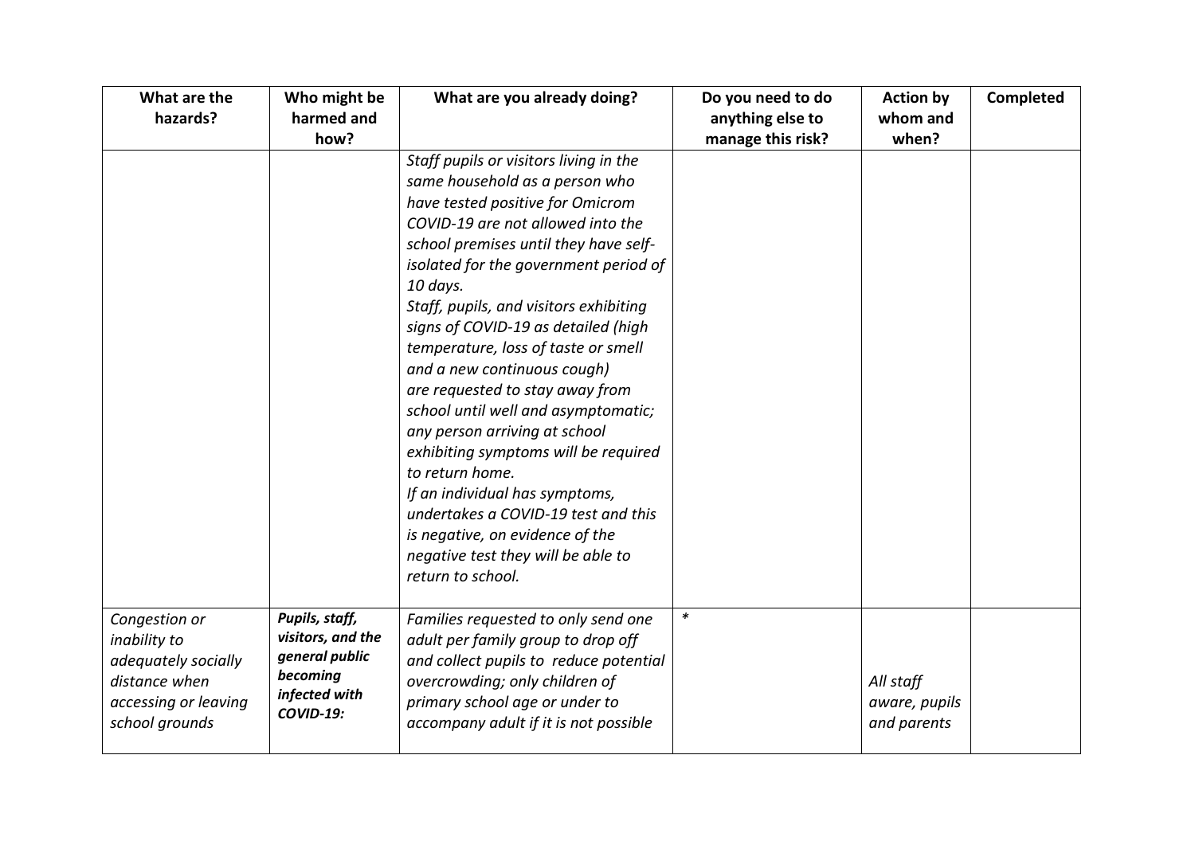| What are the hazards? | Who might be harmed and how? | What are you already doing? | Do you need to do anything else to manage this risk? | Action by whom and when? | Completed |
|---|---|---|---|---|---|
| | | *Staff pupils or visitors living in the same household as a person who have tested positive for Omicrom COVID-19 are not allowed into the school premises until they have self-isolated for the government period of 10 days.* *Staff, pupils, and visitors exhibiting signs of COVID-19 as detailed (high temperature, loss of taste or smell and a new continuous cough) are requested to stay away from school until well and asymptomatic; any person arriving at school exhibiting symptoms will be required to return home.* *If an individual has symptoms, undertakes a COVID-19 test and this is negative, on evidence of the negative test they will be able to return to school.* | | | |
| *Congestion or inability to adequately socially distance when accessing or leaving school grounds* | ***Pupils, staff, visitors, and the general public becoming infected with COVID-19:*** | *Families requested to only send one adult per family group to drop off and collect pupils to reduce potential overcrowding; only children of primary school age or under to accompany adult if it is not possible* | * | *All staff aware, pupils and parents* | |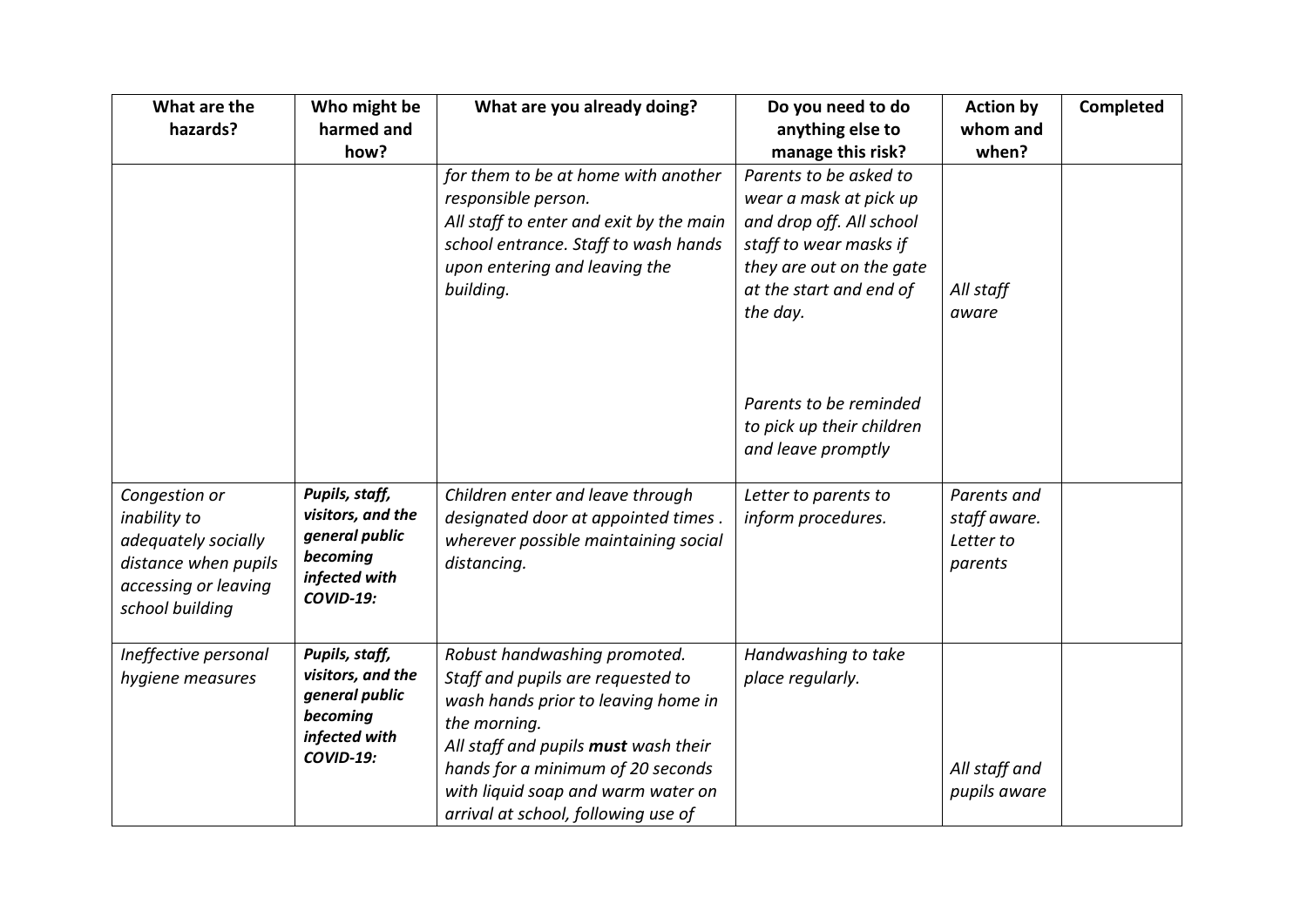| What are the hazards? | Who might be harmed and how? | What are you already doing? | Do you need to do anything else to manage this risk? | Action by whom and when? | Completed |
|---|---|---|---|---|---|
| | | *for them to be at home with another responsible person.*<br>*All staff to enter and exit by the main school entrance. Staff to wash hands upon entering and leaving the building.* | *Parents to be asked to wear a mask at pick up and drop off. All school staff to wear masks if they are out on the gate at the start and end of the day.*<br><br>*Parents to be reminded to pick up their children and leave promptly* | *All staff aware* | |
| *Congestion or inability to adequately socially distance when pupils accessing or leaving school building* | ***Pupils, staff, visitors, and the general public becoming infected with COVID-19:*** | *Children enter and leave through designated door at appointed times . wherever possible maintaining social distancing.* | *Letter to parents to inform procedures.* | *Parents and staff aware. Letter to parents* | |
| *Ineffective personal hygiene measures* | ***Pupils, staff, visitors, and the general public becoming infected with COVID-19:*** | *Robust handwashing promoted. Staff and pupils are requested to wash hands prior to leaving home in the morning.*<br>*All staff and pupils **must** wash their hands for a minimum of 20 seconds with liquid soap and warm water on arrival at school, following use of* | *Handwashing to take place regularly.* | *All staff and pupils aware* | |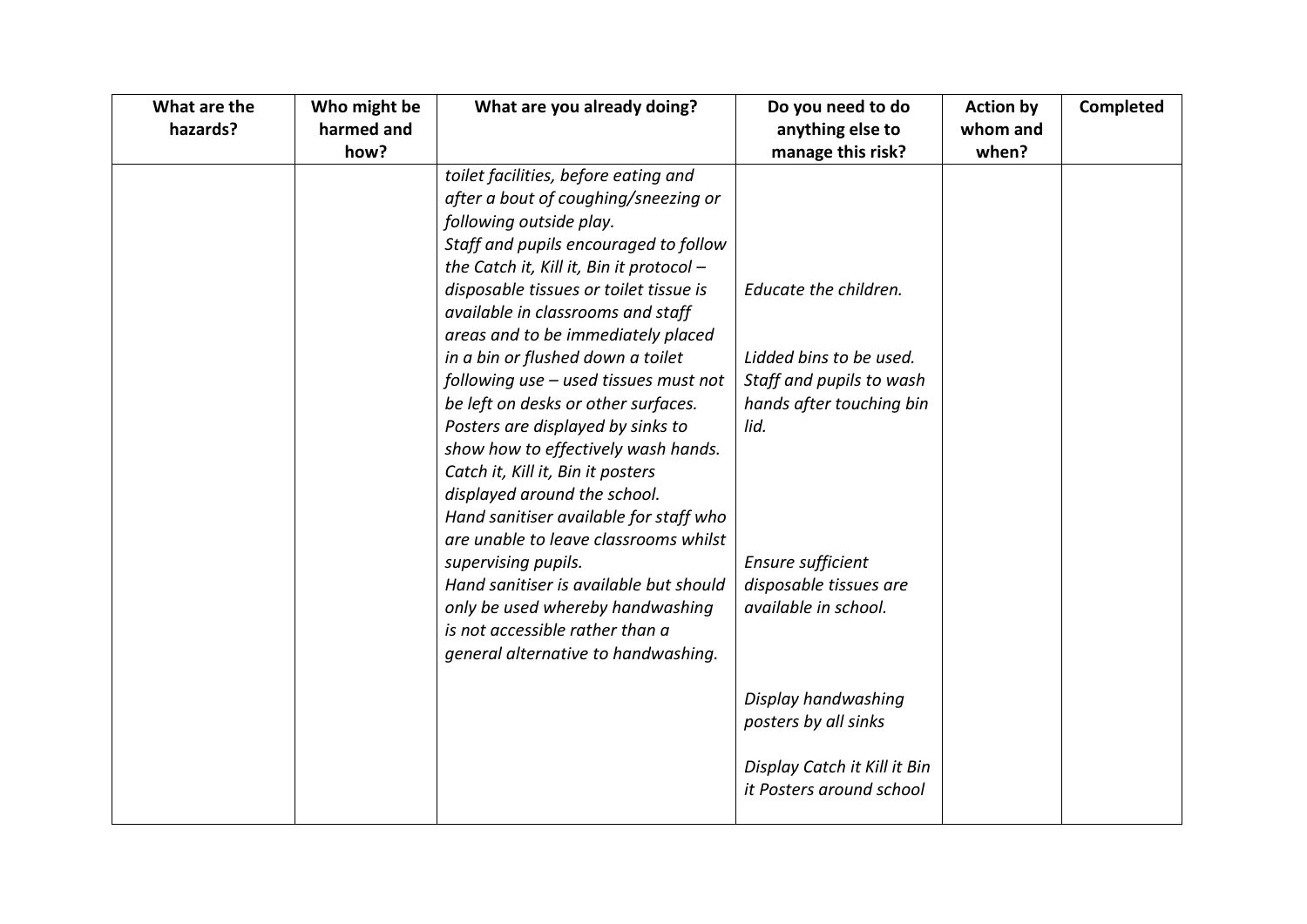| What are the hazards? | Who might be harmed and how? | What are you already doing? | Do you need to do anything else to manage this risk? | Action by whom and when? | Completed |
|---|---|---|---|---|---|
| | | *toilet facilities, before eating and after a bout of coughing/sneezing or following outside play.* *Staff and pupils encouraged to follow the Catch it, Kill it, Bin it protocol – disposable tissues or toilet tissue is available in classrooms and staff areas and to be immediately placed in a bin or flushed down a toilet following use – used tissues must not be left on desks or other surfaces.* *Posters are displayed by sinks to show how to effectively wash hands.* *Catch it, Kill it, Bin it posters displayed around the school.* *Hand sanitiser available for staff who are unable to leave classrooms whilst supervising pupils.* *Hand sanitiser is available but should only be used whereby handwashing is not accessible rather than a general alternative to handwashing.* | *Educate the children.* *Lidded bins to be used. Staff and pupils to wash hands after touching bin lid.* *Ensure sufficient disposable tissues are available in school.* *Display handwashing posters by all sinks* *Display Catch it Kill it Bin it Posters around school* | | |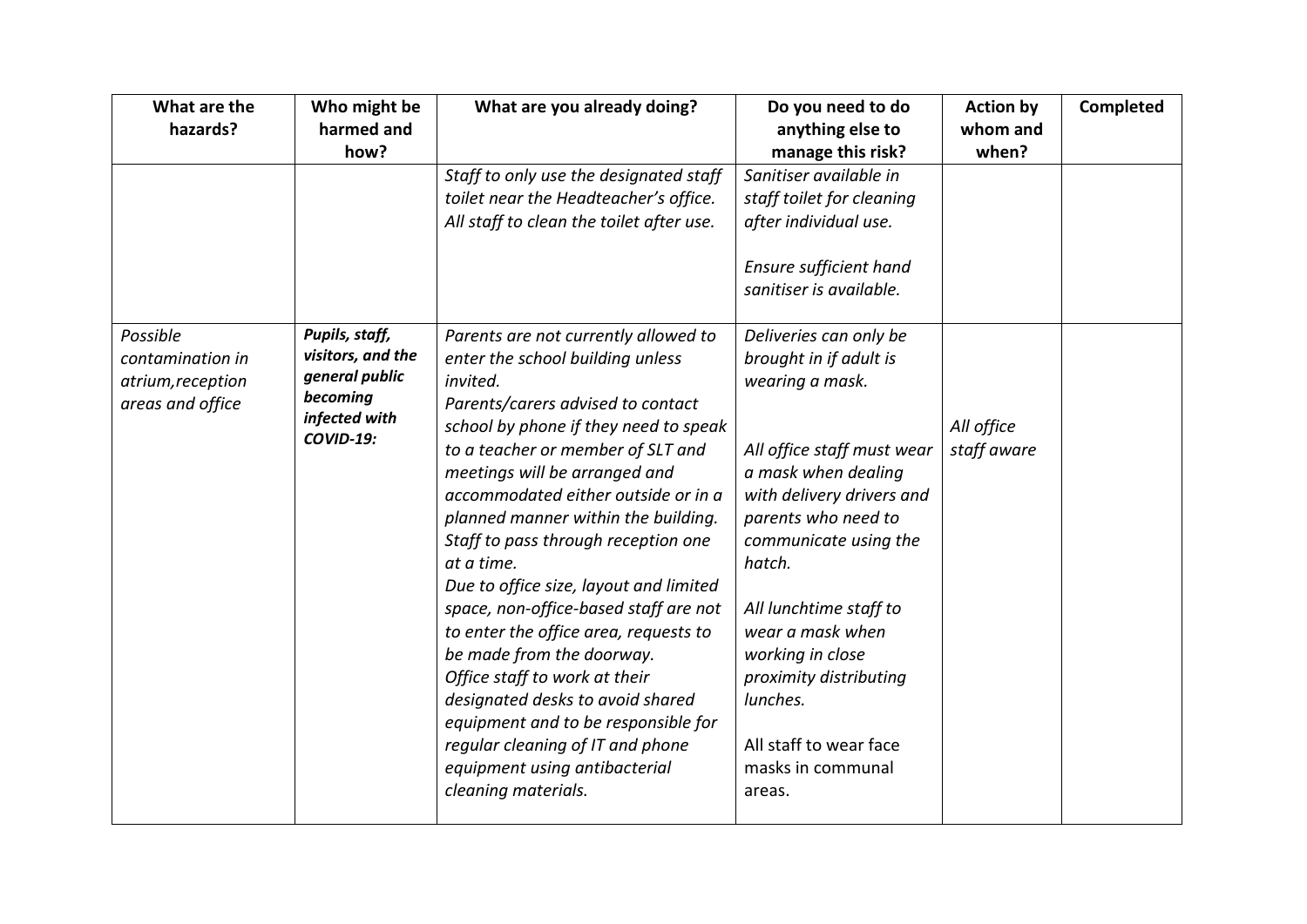| What are the hazards? | Who might be harmed and how? | What are you already doing? | Do you need to do anything else to manage this risk? | Action by whom and when? | Completed |
|---|---|---|---|---|---|
| | | *Staff to only use the designated staff toilet near the Headteacher's office. All staff to clean the toilet after use.* | *Sanitiser available in staff toilet for cleaning after individual use.*<br><br>*Ensure sufficient hand sanitiser is available.* | | |
| *Possible contamination in atrium,reception areas and office* | ***Pupils, staff, visitors, and the general public becoming infected with COVID-19:*** | *Parents are not currently allowed to enter the school building unless invited.*<br>*Parents/carers advised to contact school by phone if they need to speak to a teacher or member of SLT and meetings will be arranged and accommodated either outside or in a planned manner within the building.*<br>*Staff to pass through reception one at a time.*<br>*Due to office size, layout and limited space, non-office-based staff are not to enter the office area, requests to be made from the doorway.*<br>*Office staff to work at their designated desks to avoid shared equipment and to be responsible for regular cleaning of IT and phone equipment using antibacterial cleaning materials.* | *Deliveries can only be brought in if adult is wearing a mask.*<br><br>*All office staff must wear a mask when dealing with delivery drivers and parents who need to communicate using the hatch.*<br><br>*All lunchtime staff to wear a mask when working in close proximity distributing lunches.*<br><br>All staff to wear face masks in communal areas. | *All office staff aware* | |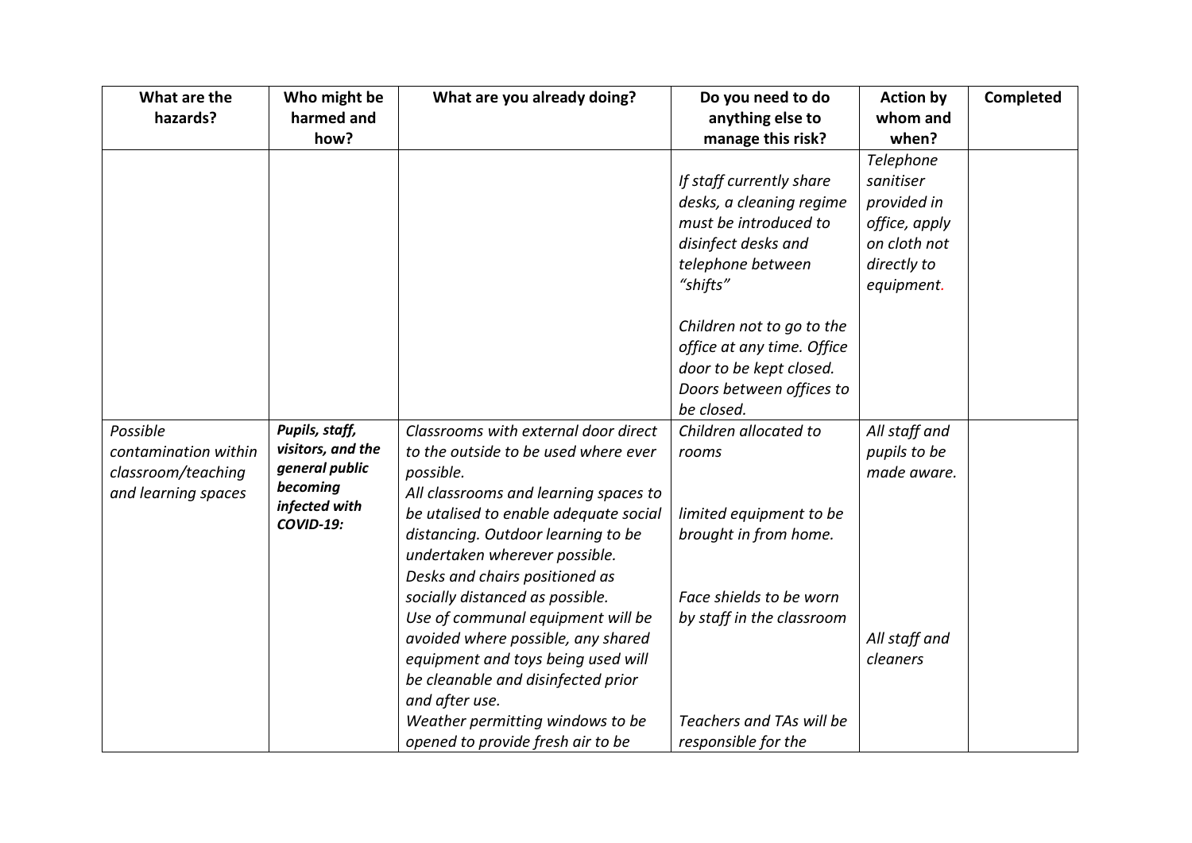| What are the hazards? | Who might be harmed and how? | What are you already doing? | Do you need to do anything else to manage this risk? | Action by whom and when? | Completed |
|---|---|---|---|---|---|
| | | | *If staff currently share desks, a cleaning regime must be introduced to disinfect desks and telephone between "shifts"*<br><br>*Children not to go to the office at any time. Office door to be kept closed. Doors between offices to be closed.* | *Telephone sanitiser provided in office, apply on cloth not directly to equipment.* | |
| *Possible contamination within classroom/teaching and learning spaces* | ***Pupils, staff, visitors, and the general public becoming infected with COVID-19:*** | *Classrooms with external door direct to the outside to be used where ever possible.*<br>*All classrooms and learning spaces to be utalised to enable adequate social distancing. Outdoor learning to be undertaken wherever possible.*<br>*Desks and chairs positioned as socially distanced as possible.*<br>*Use of communal equipment will be avoided where possible, any shared equipment and toys being used will be cleanable and disinfected prior and after use.*<br>*Weather permitting windows to be opened to provide fresh air to be* | *Children allocated to rooms*<br><br>*limited equipment to be brought in from home.*<br><br>*Face shields to be worn by staff in the classroom*<br><br>*Teachers and TAs will be responsible for the* | *All staff and pupils to be made aware.*<br><br>*All staff and cleaners* | |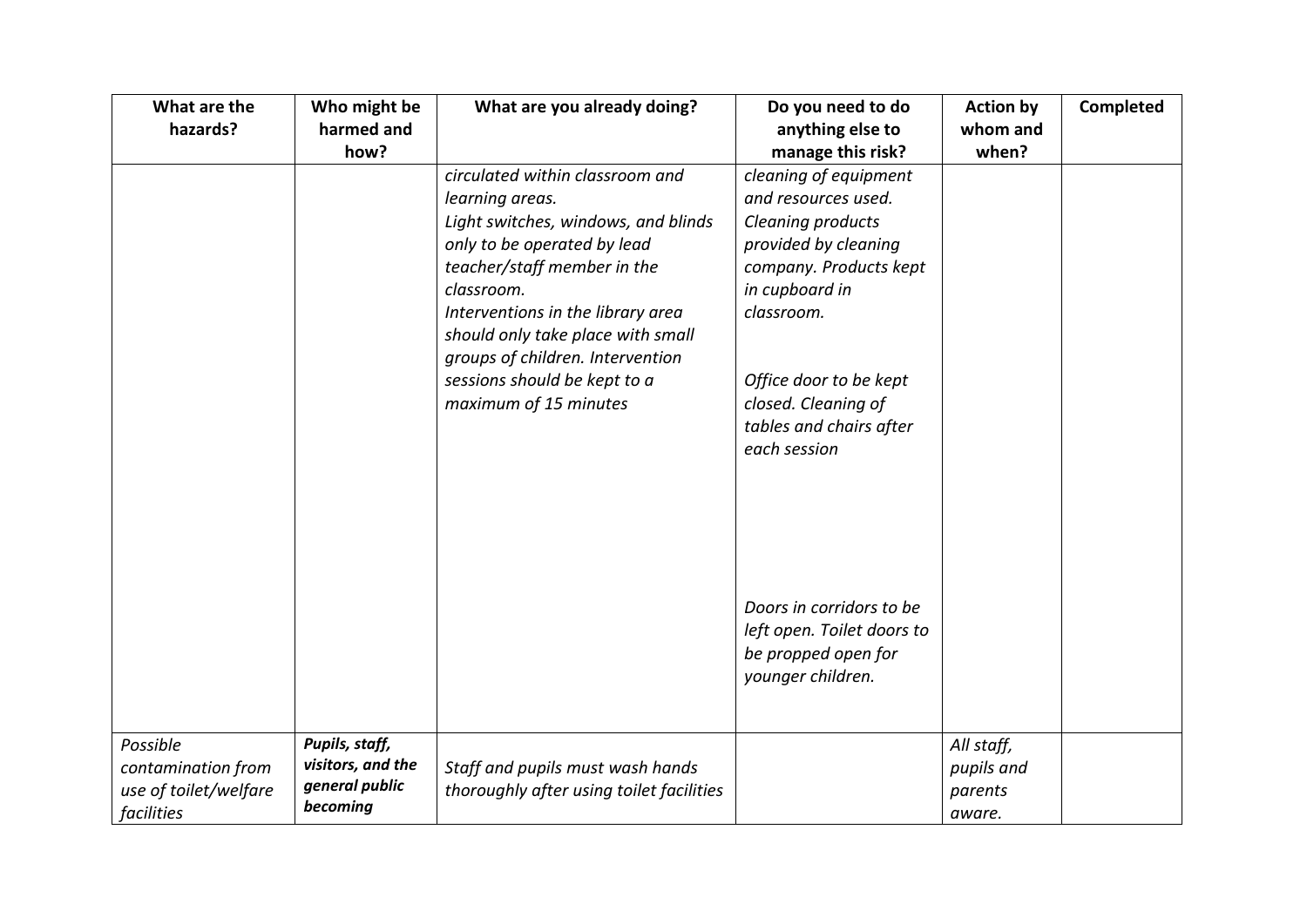| What are the hazards? | Who might be harmed and how? | What are you already doing? | Do you need to do anything else to manage this risk? | Action by whom and when? | Completed |
|---|---|---|---|---|---|
| | | *circulated within classroom and learning areas.*<br>*Light switches, windows, and blinds only to be operated by lead teacher/staff member in the classroom.*<br>*Interventions in the library area should only take place with small groups of children. Intervention sessions should be kept to a maximum of 15 minutes* | *cleaning of equipment and resources used. Cleaning products provided by cleaning company. Products kept in cupboard in classroom.*<br><br>*Office door to be kept closed. Cleaning of tables and chairs after each session*<br><br>*Doors in corridors to be left open. Toilet doors to be propped open for younger children.* | | |
| *Possible contamination from use of toilet/welfare facilities* | ***Pupils, staff, visitors, and the general public becoming*** | *Staff and pupils must wash hands thoroughly after using toilet facilities* | | *All staff, pupils and parents aware.* | |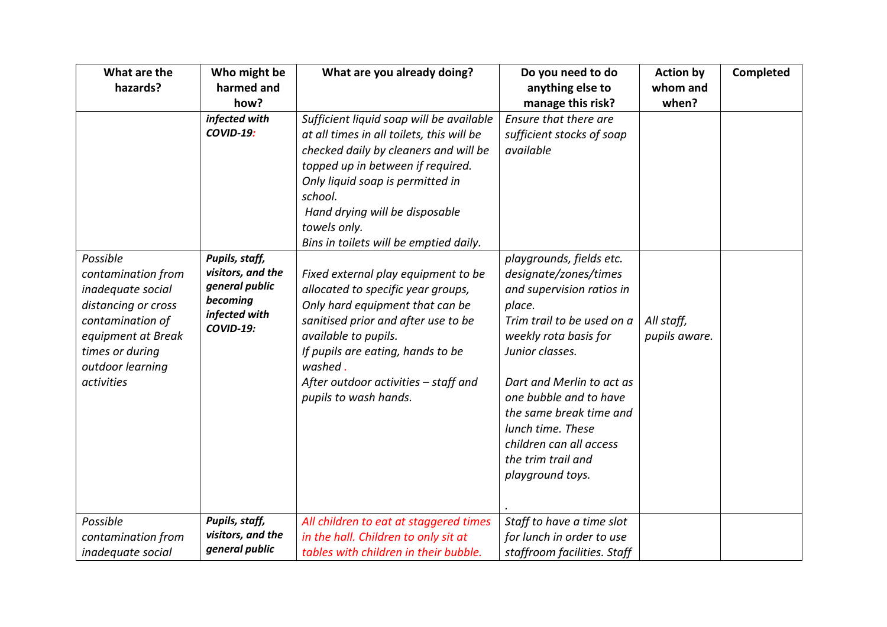| What are the hazards? | Who might be harmed and how? | What are you already doing? | Do you need to do anything else to manage this risk? | Action by whom and when? | Completed |
|---|---|---|---|---|---|
| | ***infected with COVID-19:*** | *Sufficient liquid soap will be available at all times in all toilets, this will be checked daily by cleaners and will be topped up in between if required.*<br>*Only liquid soap is permitted in school.*<br>*Hand drying will be disposable towels only.*<br>*Bins in toilets will be emptied daily.* | *Ensure that there are sufficient stocks of soap available* | | |
| *Possible contamination from inadequate social distancing or cross contamination of equipment at Break times or during outdoor learning activities* | ***Pupils, staff, visitors, and the general public becoming infected with COVID-19:*** | *Fixed external play equipment to be allocated to specific year groups,*<br>*Only hard equipment that can be sanitised prior and after use to be available to pupils.*<br>*If pupils are eating, hands to be washed .*<br>*After outdoor activities – staff and pupils to wash hands.* | *playgrounds, fields etc. designate/zones/times and supervision ratios in place.*<br>*Trim trail to be used on a weekly rota basis for Junior classes.*<br><br>*Dart and Merlin to act as one bubble and to have the same break time and lunch time. These children can all access the trim trail and playground toys.*<br><br>. | *All staff, pupils aware.* | |
| *Possible contamination from inadequate social* | ***Pupils, staff, visitors, and the general public*** | *All children to eat at staggered times in the hall. Children to only sit at tables with children in their bubble.* | *Staff to have a time slot for lunch in order to use staffroom facilities. Staff* | | |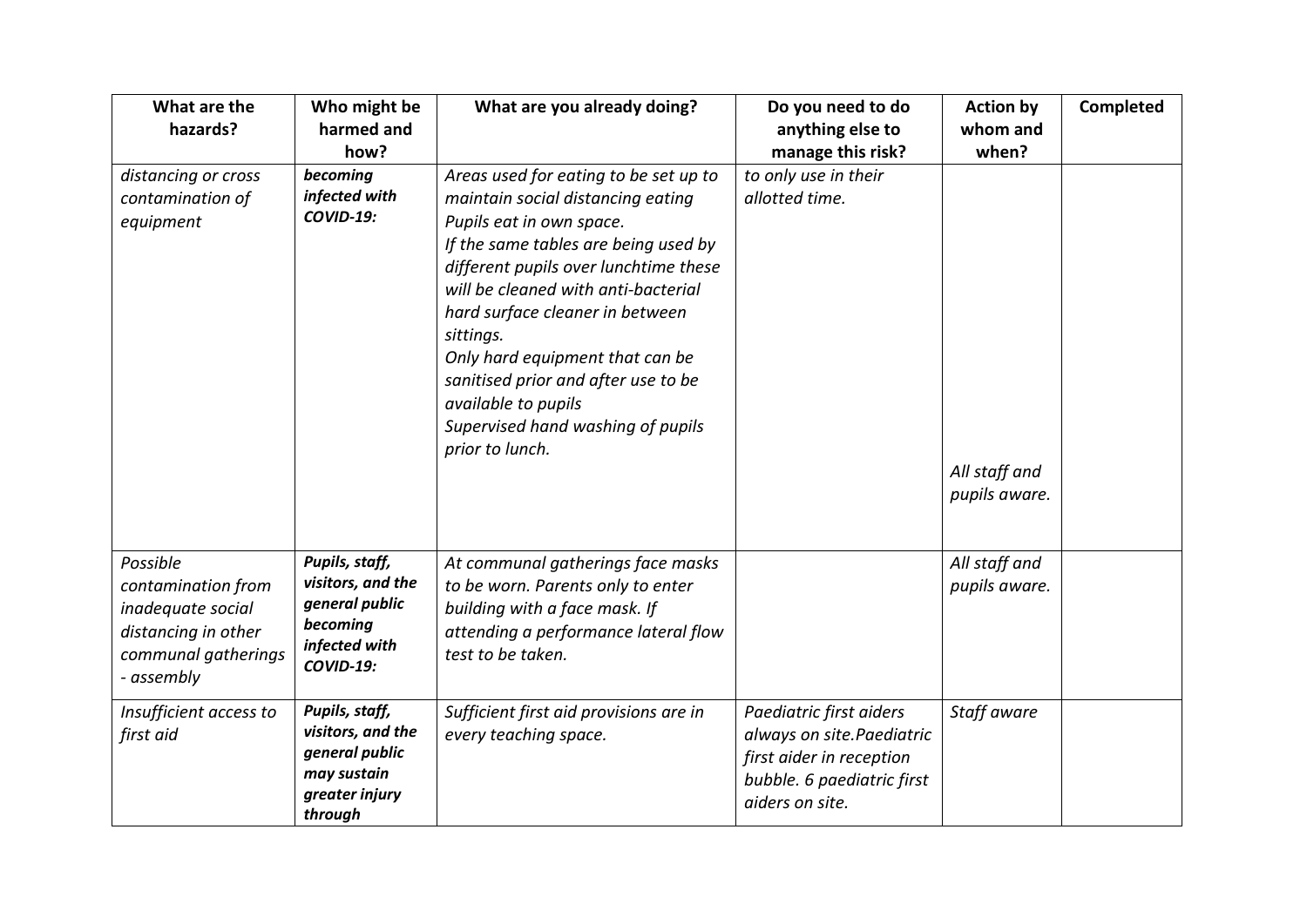| What are the hazards? | Who might be harmed and how? | What are you already doing? | Do you need to do anything else to manage this risk? | Action by whom and when? | Completed |
|---|---|---|---|---|---|
| *distancing or cross contamination of equipment* | ***becoming infected with COVID-19:*** | *Areas used for eating to be set up to maintain social distancing eating Pupils eat in own space.*<br>*If the same tables are being used by different pupils over lunchtime these will be cleaned with anti-bacterial hard surface cleaner in between sittings.*<br>*Only hard equipment that can be sanitised prior and after use to be available to pupils*<br>*Supervised hand washing of pupils prior to lunch.* | *to only use in their allotted time.* | *All staff and pupils aware.* | |
| *Possible contamination from inadequate social distancing in other communal gatherings - assembly* | ***Pupils, staff, visitors, and the general public becoming infected with COVID-19:*** | *At communal gatherings face masks to be worn. Parents only to enter building with a face mask. If attending a performance lateral flow test to be taken.* | | *All staff and pupils aware.* | |
| *Insufficient access to first aid* | ***Pupils, staff, visitors, and the general public may sustain greater injury through*** | *Sufficient first aid provisions are in every teaching space.* | *Paediatric first aiders always on site.Paediatric first aider in reception bubble. 6 paediatric first aiders on site.* | *Staff aware* | |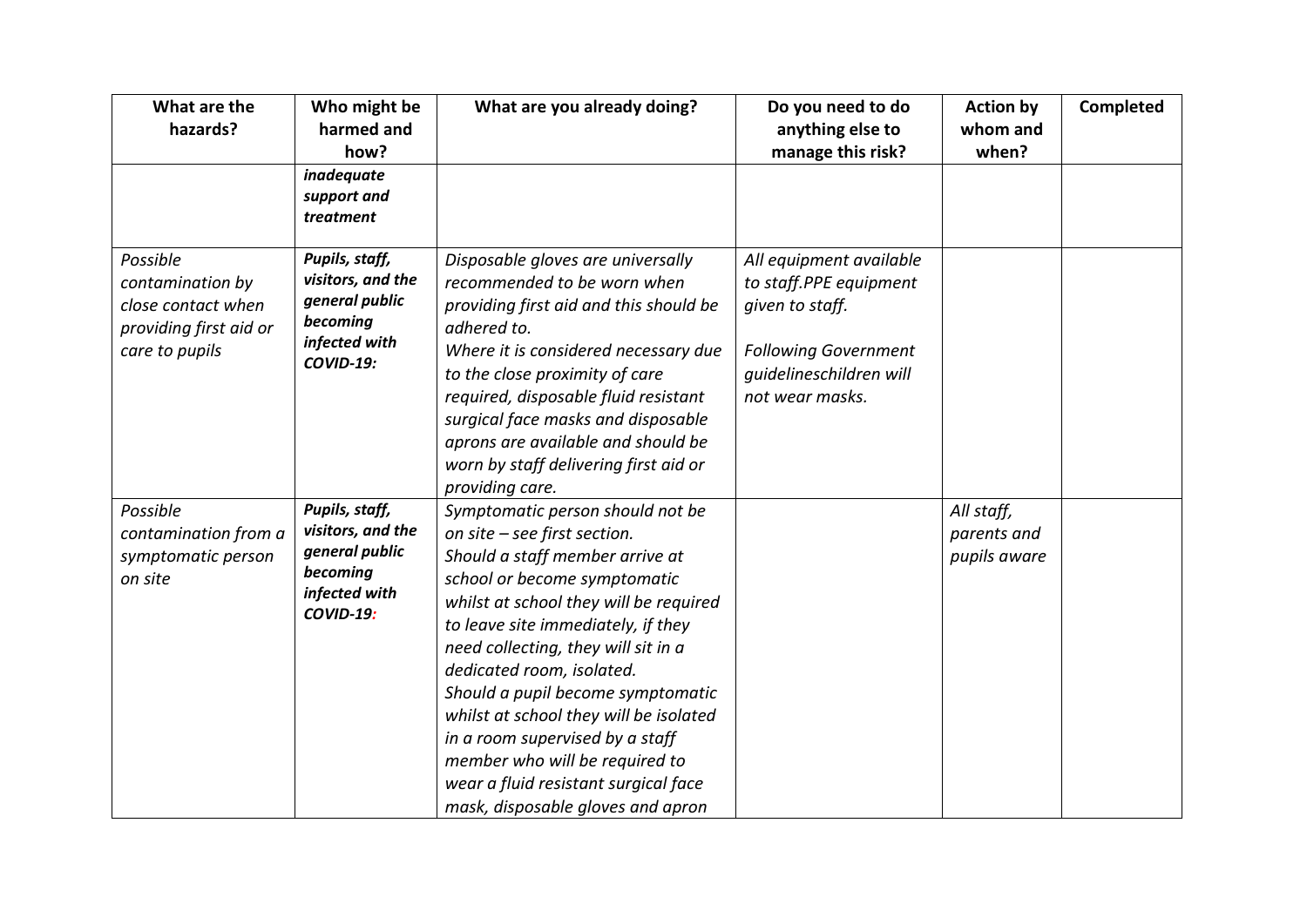| What are the hazards? | Who might be harmed and how? | What are you already doing? | Do you need to do anything else to manage this risk? | Action by whom and when? | Completed |
|---|---|---|---|---|---|
| | ***inadequate support and treatment*** | | | | |
| *Possible contamination by close contact when providing first aid or care to pupils* | ***Pupils, staff, visitors, and the general public becoming infected with COVID-19:*** | *Disposable gloves are universally recommended to be worn when providing first aid and this should be adhered to.* *Where it is considered necessary due to the close proximity of care required, disposable fluid resistant surgical face masks and disposable aprons are available and should be worn by staff delivering first aid or providing care.* | *All equipment available to staff.PPE equipment given to staff.* *Following Government guidelineschildren will not wear masks.* | | |
| *Possible contamination from a symptomatic person on site* | ***Pupils, staff, visitors, and the general public becoming infected with COVID-19:*** | *Symptomatic person should not be on site – see first section.* *Should a staff member arrive at school or become symptomatic whilst at school they will be required to leave site immediately, if they need collecting, they will sit in a dedicated room, isolated.* *Should a pupil become symptomatic whilst at school they will be isolated in a room supervised by a staff member who will be required to wear a fluid resistant surgical face mask, disposable gloves and apron* | | *All staff, parents and pupils aware* | |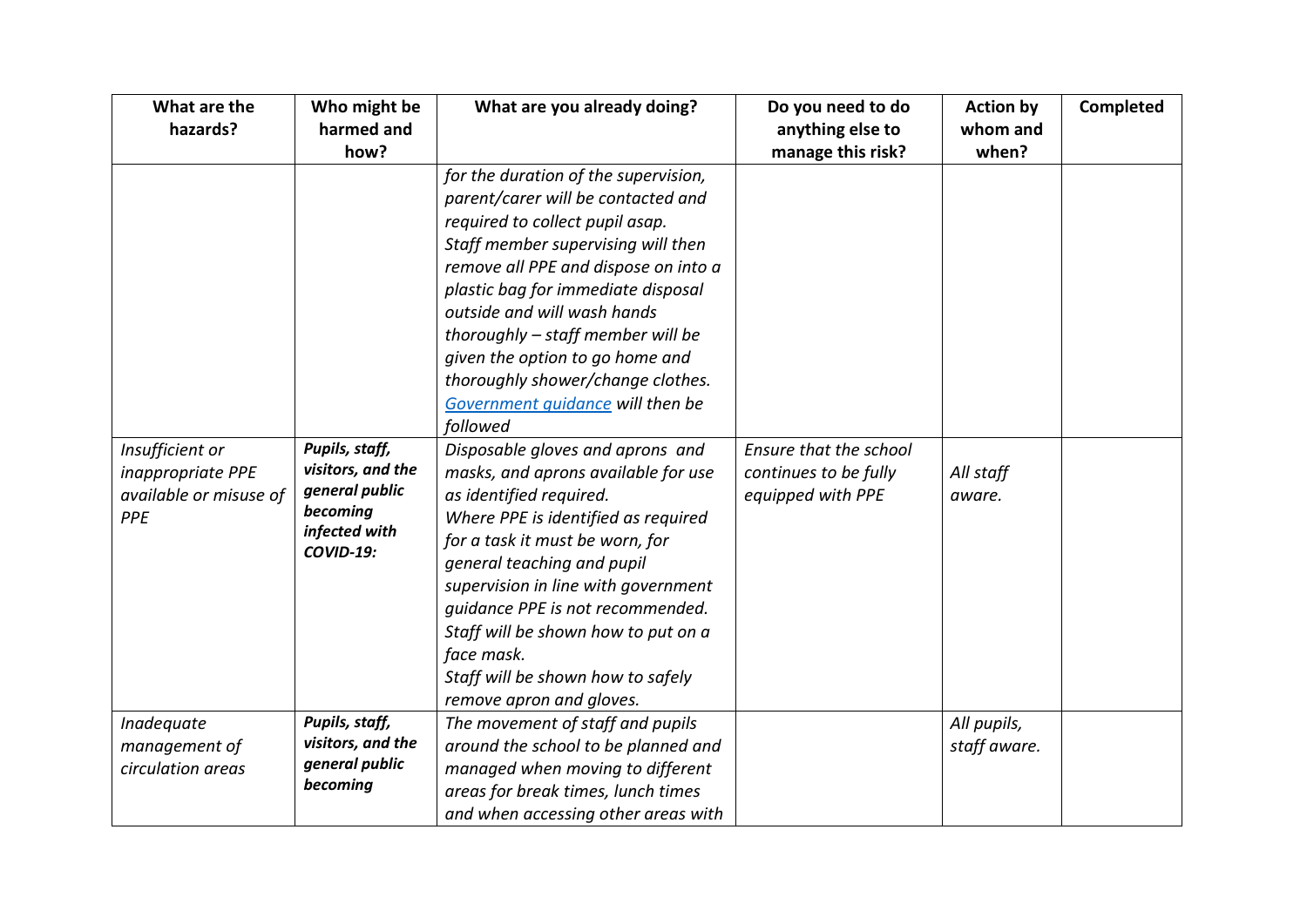| What are the hazards? | Who might be harmed and how? | What are you already doing? | Do you need to do anything else to manage this risk? | Action by whom and when? | Completed |
|---|---|---|---|---|---|
| | | *for the duration of the supervision, parent/carer will be contacted and required to collect pupil asap.* *Staff member supervising will then remove all PPE and dispose on into a plastic bag for immediate disposal outside and will wash hands thoroughly – staff member will be given the option to go home and thoroughly shower/change clothes.* *[Government guidance](Government guidance) will then be followed* | | | |
| *Insufficient or inappropriate PPE available or misuse of PPE* | ***Pupils, staff, visitors, and the general public becoming infected with COVID-19:*** | *Disposable gloves and aprons and masks, and aprons available for use as identified required.* *Where PPE is identified as required for a task it must be worn, for general teaching and pupil supervision in line with government guidance PPE is not recommended.* *Staff will be shown how to put on a face mask.* *Staff will be shown how to safely remove apron and gloves.* | *Ensure that the school continues to be fully equipped with PPE* | *All staff aware.* | |
| *Inadequate management of circulation areas* | ***Pupils, staff, visitors, and the general public becoming*** | *The movement of staff and pupils around the school to be planned and managed when moving to different areas for break times, lunch times and when accessing other areas with* | | *All pupils, staff aware.* | |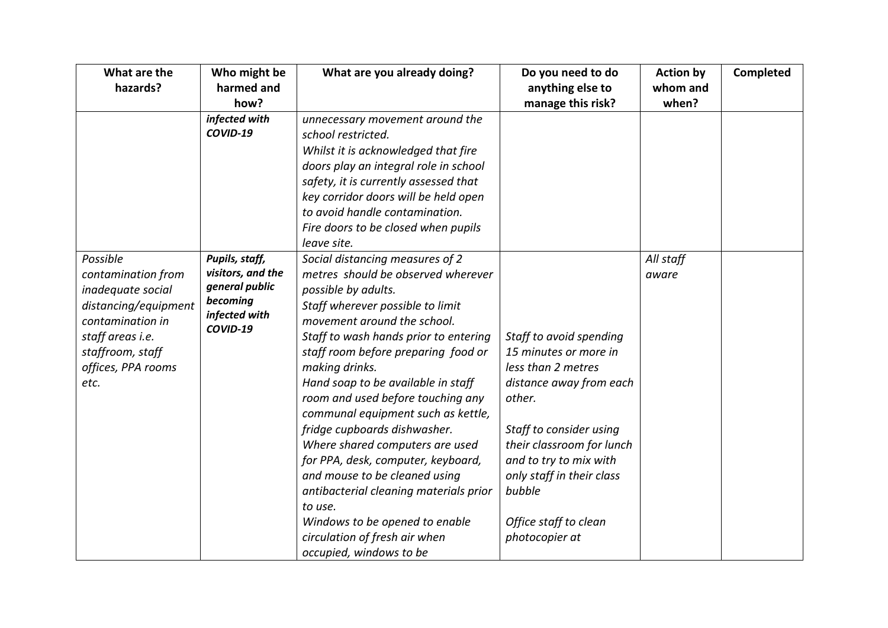| What are the hazards? | Who might be harmed and how? | What are you already doing? | Do you need to do anything else to manage this risk? | Action by whom and when? | Completed |
|---|---|---|---|---|---|
| | ***infected with COVID-19*** | *unnecessary movement around the school restricted.*<br>*Whilst it is acknowledged that fire doors play an integral role in school safety, it is currently assessed that key corridor doors will be held open to avoid handle contamination.*<br>*Fire doors to be closed when pupils leave site.* | | | |
| *Possible contamination from inadequate social distancing/equipment contamination in staff areas i.e. staffroom, staff offices, PPA rooms etc.* | ***Pupils, staff, visitors, and the general public becoming infected with COVID-19*** | *Social distancing measures of 2 metres should be observed wherever possible by adults.*<br>*Staff wherever possible to limit movement around the school.*<br>*Staff to wash hands prior to entering staff room before preparing food or making drinks.*<br>*Hand soap to be available in staff room and used before touching any communal equipment such as kettle, fridge cupboards dishwasher.*<br>*Where shared computers are used for PPA, desk, computer, keyboard, and mouse to be cleaned using antibacterial cleaning materials prior to use.*<br>*Windows to be opened to enable circulation of fresh air when occupied, windows to be* | *Staff to avoid spending 15 minutes or more in less than 2 metres distance away from each other.*<br><br>*Staff to consider using their classroom for lunch and to try to mix with only staff in their class bubble*<br><br>*Office staff to clean photocopier at* | *All staff aware* | |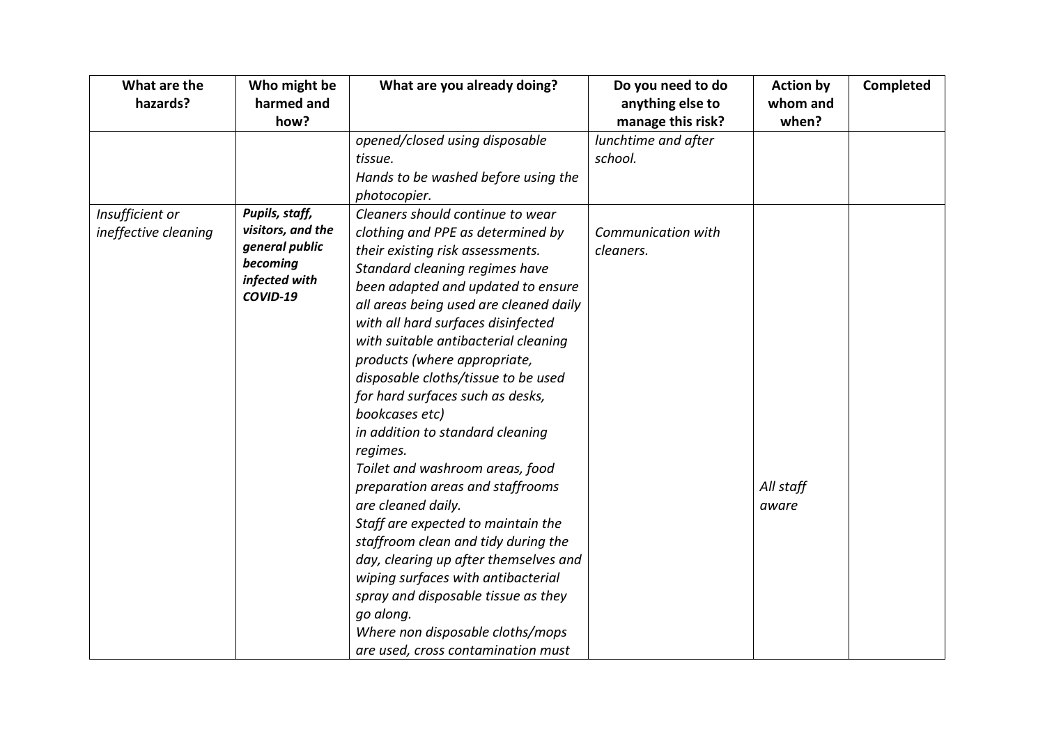| What are the hazards? | Who might be harmed and how? | What are you already doing? | Do you need to do anything else to manage this risk? | Action by whom and when? | Completed |
|---|---|---|---|---|---|
| | | *opened/closed using disposable tissue.*<br>*Hands to be washed before using the photocopier.* | *lunchtime and after school.* | | |
| *Insufficient or ineffective cleaning* | ***Pupils, staff, visitors, and the general public becoming infected with COVID-19*** | *Cleaners should continue to wear clothing and PPE as determined by their existing risk assessments.*<br>*Standard cleaning regimes have been adapted and updated to ensure all areas being used are cleaned daily with all hard surfaces disinfected with suitable antibacterial cleaning products (where appropriate, disposable cloths/tissue to be used for hard surfaces such as desks, bookcases etc)*<br>*in addition to standard cleaning regimes.*<br>*Toilet and washroom areas, food preparation areas and staffrooms are cleaned daily.*<br>*Staff are expected to maintain the staffroom clean and tidy during the day, clearing up after themselves and wiping surfaces with antibacterial spray and disposable tissue as they go along.*<br>*Where non disposable cloths/mops are used, cross contamination must* | *Communication with cleaners.* | *All staff aware* | |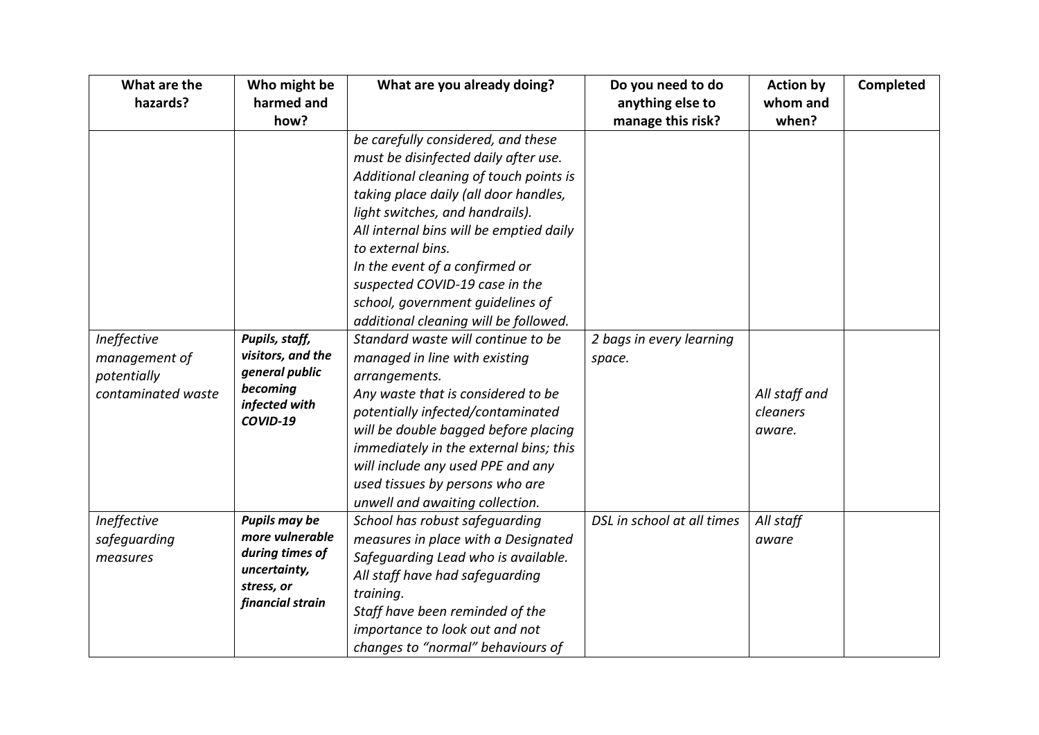| What are the hazards? | Who might be harmed and how? | What are you already doing? | Do you need to do anything else to manage this risk? | Action by whom and when? | Completed |
|---|---|---|---|---|---|
| | | *be carefully considered, and these must be disinfected daily after use.*<br>*Additional cleaning of touch points is taking place daily (all door handles, light switches, and handrails).*<br>*All internal bins will be emptied daily to external bins.*<br>*In the event of a confirmed or suspected COVID-19 case in the school, government guidelines of additional cleaning will be followed.* | | | |
| *Ineffective management of potentially contaminated waste* | ***Pupils, staff, visitors, and the general public becoming infected with COVID-19*** | *Standard waste will continue to be managed in line with existing arrangements.*<br>*Any waste that is considered to be potentially infected/contaminated will be double bagged before placing immediately in the external bins; this will include any used PPE and any used tissues by persons who are unwell and awaiting collection.* | *2 bags in every learning space.* | *All staff and cleaners aware.* | |
| *Ineffective safeguarding measures* | ***Pupils may be more vulnerable during times of uncertainty, stress, or financial strain*** | *School has robust safeguarding measures in place with a Designated Safeguarding Lead who is available.*<br>*All staff have had safeguarding training.*<br>*Staff have been reminded of the importance to look out and not changes to "normal" behaviours of* | *DSL in school at all times* | *All staff aware* | |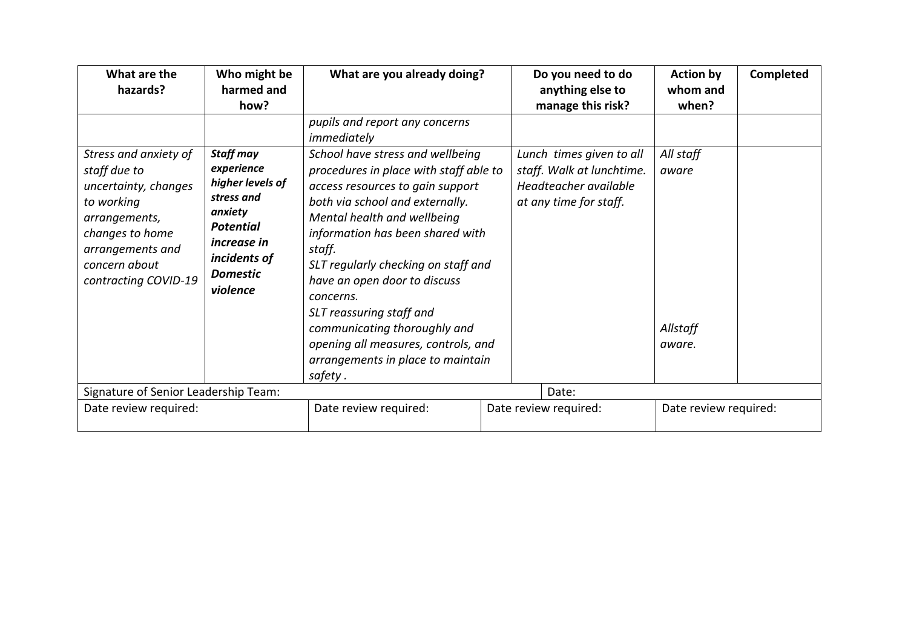| What are the hazards? | Who might be harmed and how? | What are you already doing? | Do you need to do anything else to manage this risk? | Action by whom and when? | Completed |
|---|---|---|---|---|---|
| | | *pupils and report any concerns immediately* | | | |
| *Stress and anxiety of staff due to uncertainty, changes to working arrangements, changes to home arrangements and concern about contracting COVID-19* | ***Staff may experience higher levels of stress and anxiety Potential increase in incidents of Domestic violence*** | *School have stress and wellbeing procedures in place with staff able to access resources to gain support both via school and externally. Mental health and wellbeing information has been shared with staff. SLT regularly checking on staff and have an open door to discuss concerns. SLT reassuring staff and communicating thoroughly and opening all measures, controls, and arrangements in place to maintain safety .* | *Lunch times given to all staff. Walk at lunchtime. Headteacher available at any time for staff.* | *All staff aware* *Allstaff aware.* | |

| | | | |
|---|---|---|---|
| Signature of Senior Leadership Team: | | Date: | |
| Date review required: | Date review required: | Date review required: | Date review required: |